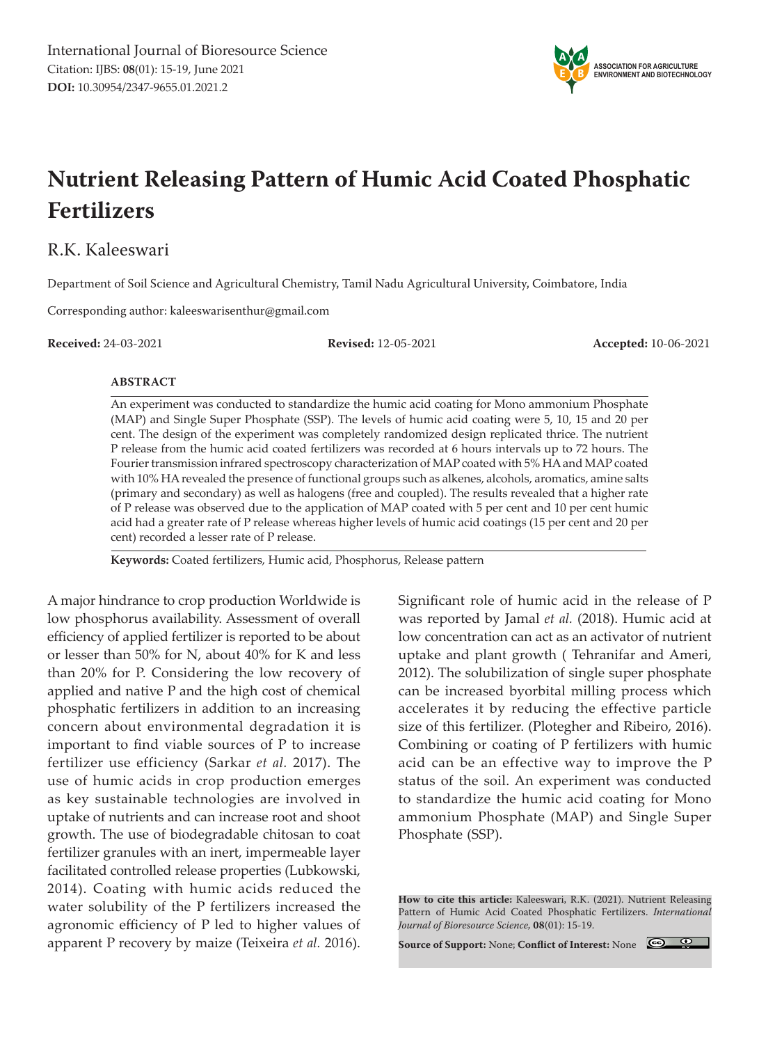International Journal of Bioresource Science
Citation: IJBS: **08**(01): 15-19, June 2021
**DOI:** 10.30954/2347-9655.01.2021.2

# Nutrient Releasing Pattern of Humic Acid Coated Phosphatic Fertilizers

R.K. Kaleeswari

Department of Soil Science and Agricultural Chemistry, Tamil Nadu Agricultural University, Coimbatore, India

Corresponding author: kaleeswarisenthur@gmail.com

**Received:** 24-03-2021 **Revised:** 12-05-2021 **Accepted:** 10-06-2021

## ABSTRACT

An experiment was conducted to standardize the humic acid coating for Mono ammonium Phosphate (MAP) and Single Super Phosphate (SSP). The levels of humic acid coating were 5, 10, 15 and 20 per cent. The design of the experiment was completely randomized design replicated thrice. The nutrient P release from the humic acid coated fertilizers was recorded at 6 hours intervals up to 72 hours. The Fourier transmission infrared spectroscopy characterization of MAP coated with 5% HA and MAP coated with 10% HA revealed the presence of functional groups such as alkenes, alcohols, aromatics, amine salts (primary and secondary) as well as halogens (free and coupled). The results revealed that a higher rate of P release was observed due to the application of MAP coated with 5 per cent and 10 per cent humic acid had a greater rate of P release whereas higher levels of humic acid coatings (15 per cent and 20 per cent) recorded a lesser rate of P release.

**Keywords:** Coated fertilizers, Humic acid, Phosphorus, Release pattern

A major hindrance to crop production Worldwide is low phosphorus availability. Assessment of overall efficiency of applied fertilizer is reported to be about or lesser than 50% for N, about 40% for K and less than 20% for P. Considering the low recovery of applied and native P and the high cost of chemical phosphatic fertilizers in addition to an increasing concern about environmental degradation it is important to find viable sources of P to increase fertilizer use efficiency (Sarkar *et al.* 2017). The use of humic acids in crop production emerges as key sustainable technologies are involved in uptake of nutrients and can increase root and shoot growth. The use of biodegradable chitosan to coat fertilizer granules with an inert, impermeable layer facilitated controlled release properties (Lubkowski, 2014). Coating with humic acids reduced the water solubility of the P fertilizers increased the agronomic efficiency of P led to higher values of apparent P recovery by maize (Teixeira *et al.* 2016). Significant role of humic acid in the release of P was reported by Jamal *et al.* (2018). Humic acid at low concentration can act as an activator of nutrient uptake and plant growth ( Tehranifar and Ameri, 2012). The solubilization of single super phosphate can be increased byorbital milling process which accelerates it by reducing the effective particle size of this fertilizer. (Plotegher and Ribeiro, 2016). Combining or coating of P fertilizers with humic acid can be an effective way to improve the P status of the soil. An experiment was conducted to standardize the humic acid coating for Mono ammonium Phosphate (MAP) and Single Super Phosphate (SSP).

**How to cite this article:** Kaleeswari, R.K. (2021). Nutrient Releasing Pattern of Humic Acid Coated Phosphatic Fertilizers. *International Journal of Bioresource Science*, **08**(01): 15-19.

**Source of Support:** None; **Conflict of Interest:** None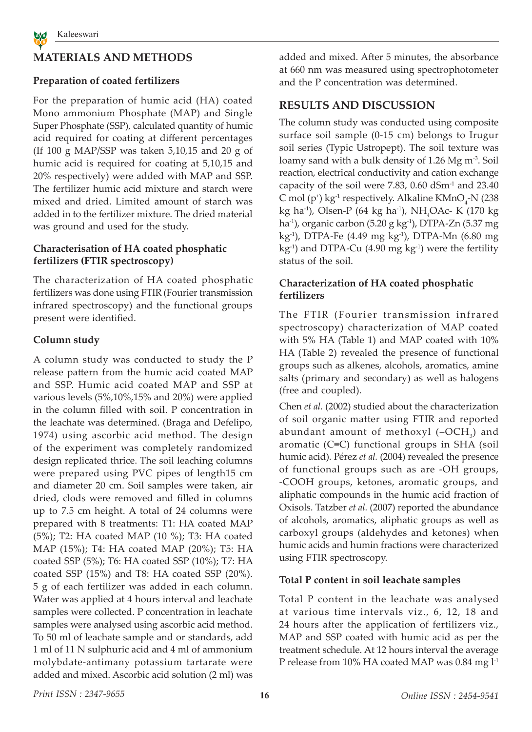## MATERIALS AND METHODS

### Preparation of coated fertilizers

For the preparation of humic acid (HA) coated Mono ammonium Phosphate (MAP) and Single Super Phosphate (SSP), calculated quantity of humic acid required for coating at different percentages (If 100 g MAP/SSP was taken 5,10,15 and 20 g of humic acid is required for coating at 5,10,15 and 20% respectively) were added with MAP and SSP. The fertilizer humic acid mixture and starch were mixed and dried. Limited amount of starch was added in to the fertilizer mixture. The dried material was ground and used for the study.

### Characterisation of HA coated phosphatic fertilizers (FTIR spectroscopy)

The characterization of HA coated phosphatic fertilizers was done using FTIR (Fourier transmission infrared spectroscopy) and the functional groups present were identified.

### Column study

A column study was conducted to study the P release pattern from the humic acid coated MAP and SSP. Humic acid coated MAP and SSP at various levels (5%,10%,15% and 20%) were applied in the column filled with soil. P concentration in the leachate was determined. (Braga and Defelipo, 1974) using ascorbic acid method. The design of the experiment was completely randomized design replicated thrice. The soil leaching columns were prepared using PVC pipes of length15 cm and diameter 20 cm. Soil samples were taken, air dried, clods were removed and filled in columns up to 7.5 cm height. A total of 24 columns were prepared with 8 treatments: T1: HA coated MAP (5%); T2: HA coated MAP (10 %); T3: HA coated MAP (15%); T4: HA coated MAP (20%); T5: HA coated SSP (5%); T6: HA coated SSP (10%); T7: HA coated SSP (15%) and T8: HA coated SSP (20%). 5 g of each fertilizer was added in each column. Water was applied at 4 hours interval and leachate samples were collected. P concentration in leachate samples were analysed using ascorbic acid method. To 50 ml of leachate sample and or standards, add 1 ml of 11 N sulphuric acid and 4 ml of ammonium molybdate-antimany potassium tartarate were added and mixed. Ascorbic acid solution (2 ml) was added and mixed. After 5 minutes, the absorbance at 660 nm was measured using spectrophotometer and the P concentration was determined.

## RESULTS AND DISCUSSION

The column study was conducted using composite surface soil sample (0-15 cm) belongs to Irugur soil series (Typic Ustropept). The soil texture was loamy sand with a bulk density of 1.26 Mg $m^{-3}$. Soil reaction, electrical conductivity and cation exchange capacity of the soil were 7.83, 0.60 $dSm^{-1}$ and 23.40 C mol $(p^+)$ $kg^{-1}$ respectively. Alkaline $KMnO_4$-N (238 kg $ha^{-1}$), Olsen-P (64 kg $ha^{-1}$), $NH_4OAc$- K (170 kg $ha^{-1}$), organic carbon (5.20 g $kg^{-1}$), DTPA-Zn (5.37 mg $kg^{-1}$), DTPA-Fe (4.49 mg $kg^{-1}$), DTPA-Mn (6.80 mg $kg^{-1}$) and DTPA-Cu (4.90 mg $kg^{-1}$) were the fertility status of the soil.

### Characterization of HA coated phosphatic fertilizers

The FTIR (Fourier transmission infrared spectroscopy) characterization of MAP coated with 5% HA (Table 1) and MAP coated with 10% HA (Table 2) revealed the presence of functional groups such as alkenes, alcohols, aromatics, amine salts (primary and secondary) as well as halogens (free and coupled).

Chen *et al.* (2002) studied about the characterization of soil organic matter using FTIR and reported abundant amount of methoxyl ($-OCH_3$) and aromatic (C≡C) functional groups in SHA (soil humic acid). Pérez *et al.* (2004) revealed the presence of functional groups such as are -OH groups, -COOH groups, ketones, aromatic groups, and aliphatic compounds in the humic acid fraction of Oxisols. Tatzber *et al.* (2007) reported the abundance of alcohols, aromatics, aliphatic groups as well as carboxyl groups (aldehydes and ketones) when humic acids and humin fractions were characterized using FTIR spectroscopy.

### Total P content in soil leachate samples

Total P content in the leachate was analysed at various time intervals viz., 6, 12, 18 and 24 hours after the application of fertilizers viz., MAP and SSP coated with humic acid as per the treatment schedule. At 12 hours interval the average P release from 10% HA coated MAP was 0.84 mg $l^{-1}$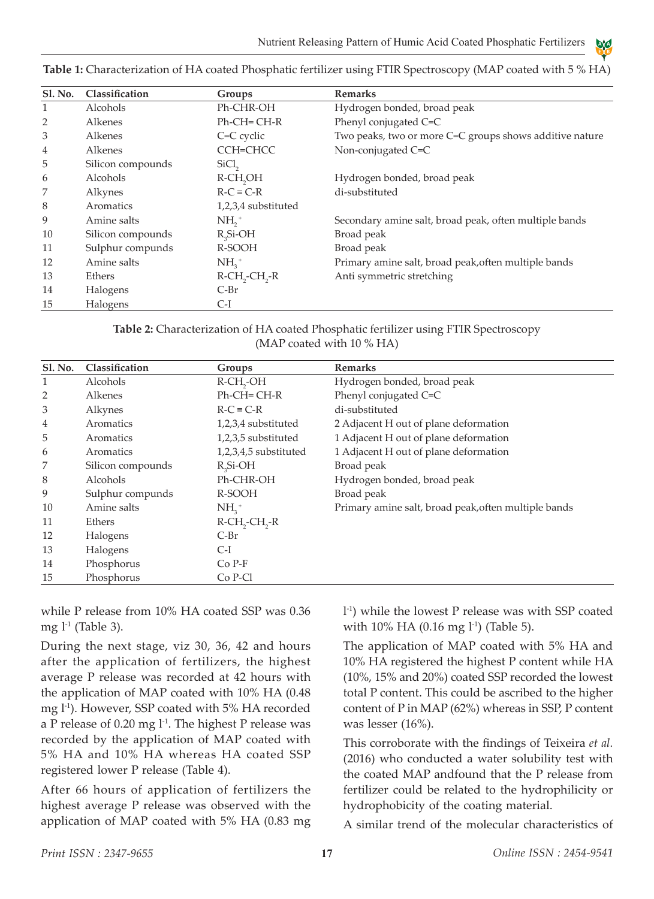**Table 1:** Characterization of HA coated Phosphatic fertilizer using FTIR Spectroscopy (MAP coated with 5 % HA)

| Sl. No. | Classification | Groups | Remarks |
|---|---|---|---|
| 1 | Alcohols | Ph-CHR-OH | Hydrogen bonded, broad peak |
| 2 | Alkenes | Ph-CH= CH-R | Phenyl conjugated C=C |
| 3 | Alkenes | C=C cyclic | Two peaks, two or more C=C groups shows additive nature |
| 4 | Alkenes | CCH=CHCC | Non-conjugated C=C |
| 5 | Silicon compounds | $SiCl_2$ | |
| 6 | Alcohols | $R-CH_2OH$ | Hydrogen bonded, broad peak |
| 7 | Alkynes | R-C ≡ C-R | di-substituted |
| 8 | Aromatics | 1,2,3,4 substituted | |
| 9 | Amine salts | $NH_2^+$ | Secondary amine salt, broad peak, often multiple bands |
| 10 | Silicon compounds | $R_3Si-OH$ | Broad peak |
| 11 | Sulphur compunds | R-SOOH | Broad peak |
| 12 | Amine salts | $NH_3^+$ | Primary amine salt, broad peak,often multiple bands |
| 13 | Ethers | $R-CH_2-CH_2-R$ | Anti symmetric stretching |
| 14 | Halogens | C-Br | |
| 15 | Halogens | C-I | |

**Table 2:** Characterization of HA coated Phosphatic fertilizer using FTIR Spectroscopy (MAP coated with 10 % HA)

| Sl. No. | Classification | Groups | Remarks |
|---|---|---|---|
| 1 | Alcohols | $R-CH_2-OH$ | Hydrogen bonded, broad peak |
| 2 | Alkenes | Ph-CH= CH-R | Phenyl conjugated C=C |
| 3 | Alkynes | R-C ≡ C-R | di-substituted |
| 4 | Aromatics | 1,2,3,4 substituted | 2 Adjacent H out of plane deformation |
| 5 | Aromatics | 1,2,3,5 substituted | 1 Adjacent H out of plane deformation |
| 6 | Aromatics | 1,2,3,4,5 substituted | 1 Adjacent H out of plane deformation |
| 7 | Silicon compounds | $R_3Si-OH$ | Broad peak |
| 8 | Alcohols | Ph-CHR-OH | Hydrogen bonded, broad peak |
| 9 | Sulphur compounds | R-SOOH | Broad peak |
| 10 | Amine salts | $NH_3^+$ | Primary amine salt, broad peak,often multiple bands |
| 11 | Ethers | $R-CH_2-CH_2-R$ | |
| 12 | Halogens | C-Br | |
| 13 | Halogens | C-I | |
| 14 | Phosphorus | Co P-F | |
| 15 | Phosphorus | Co P-Cl | |

while P release from 10% HA coated SSP was 0.36 mg $l^{-1}$ (Table 3).

During the next stage, viz 30, 36, 42 and hours after the application of fertilizers, the highest average P release was recorded at 42 hours with the application of MAP coated with 10% HA (0.48 mg $l^{-1}$). However, SSP coated with 5% HA recorded a P release of 0.20 mg $l^{-1}$. The highest P release was recorded by the application of MAP coated with 5% HA and 10% HA whereas HA coated SSP registered lower P release (Table 4).

After 66 hours of application of fertilizers the highest average P release was observed with the application of MAP coated with 5% HA (0.83 mg $l^{-1}$) while the lowest P release was with SSP coated with 10% HA (0.16 mg $l^{-1}$) (Table 5).

The application of MAP coated with 5% HA and 10% HA registered the highest P content while HA (10%, 15% and 20%) coated SSP recorded the lowest total P content. This could be ascribed to the higher content of P in MAP (62%) whereas in SSP, P content was lesser (16%).

This corroborate with the findings of Teixeira *et al.* (2016) who conducted a water solubility test with the coated MAP andfound that the P release from fertilizer could be related to the hydrophilicity or hydrophobicity of the coating material.

A similar trend of the molecular characteristics of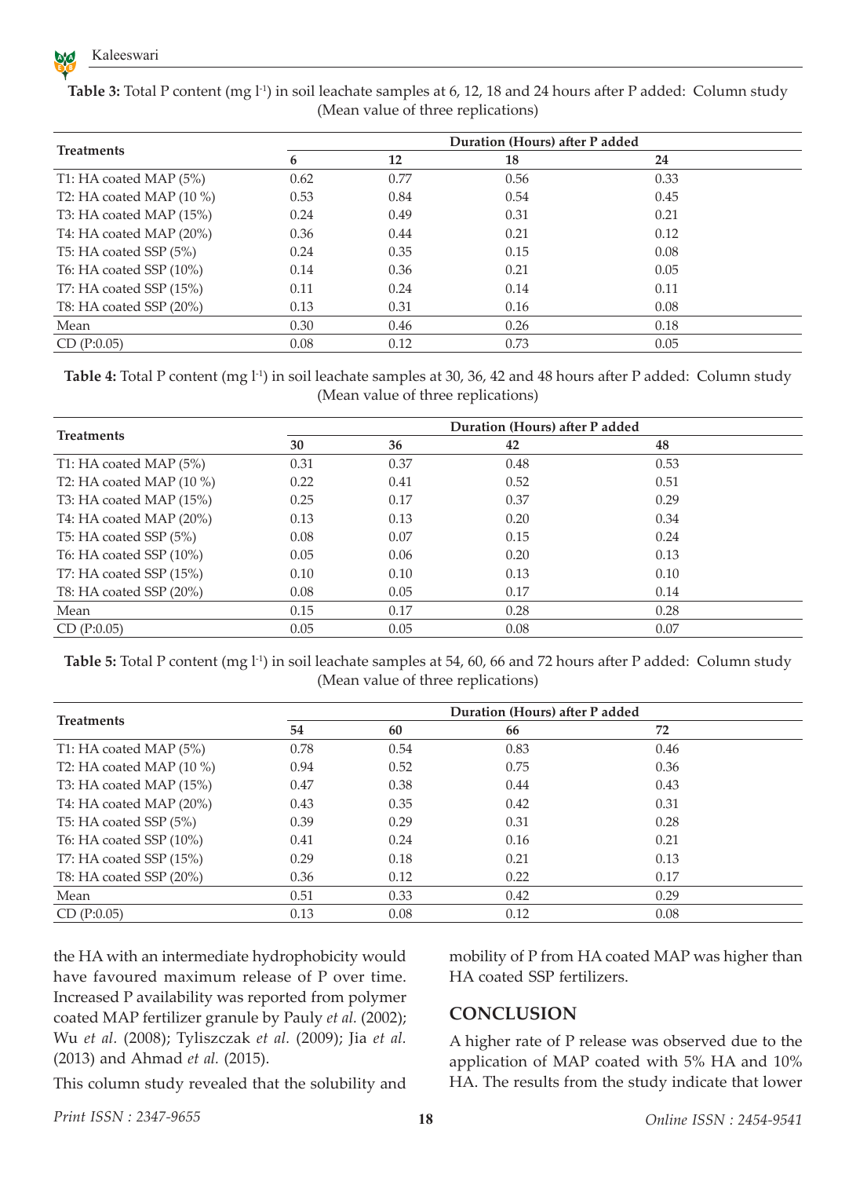**Table 3:** Total P content (mg $l^{-1}$) in soil leachate samples at 6, 12, 18 and 24 hours after P added: Column study (Mean value of three replications)

| Treatments | Duration (Hours) after P added | | | |
|---|---|---|---|---|
| | 6 | 12 | 18 | 24 |
| T1: HA coated MAP (5%) | 0.62 | 0.77 | 0.56 | 0.33 |
| T2: HA coated MAP (10 %) | 0.53 | 0.84 | 0.54 | 0.45 |
| T3: HA coated MAP (15%) | 0.24 | 0.49 | 0.31 | 0.21 |
| T4: HA coated MAP (20%) | 0.36 | 0.44 | 0.21 | 0.12 |
| T5: HA coated SSP (5%) | 0.24 | 0.35 | 0.15 | 0.08 |
| T6: HA coated SSP (10%) | 0.14 | 0.36 | 0.21 | 0.05 |
| T7: HA coated SSP (15%) | 0.11 | 0.24 | 0.14 | 0.11 |
| T8: HA coated SSP (20%) | 0.13 | 0.31 | 0.16 | 0.08 |
| Mean | 0.30 | 0.46 | 0.26 | 0.18 |
| CD (P:0.05) | 0.08 | 0.12 | 0.73 | 0.05 |

**Table 4:** Total P content (mg $l^{-1}$) in soil leachate samples at 30, 36, 42 and 48 hours after P added: Column study (Mean value of three replications)

| Treatments | Duration (Hours) after P added | | | |
|---|---|---|---|---|
| | 30 | 36 | 42 | 48 |
| T1: HA coated MAP (5%) | 0.31 | 0.37 | 0.48 | 0.53 |
| T2: HA coated MAP (10 %) | 0.22 | 0.41 | 0.52 | 0.51 |
| T3: HA coated MAP (15%) | 0.25 | 0.17 | 0.37 | 0.29 |
| T4: HA coated MAP (20%) | 0.13 | 0.13 | 0.20 | 0.34 |
| T5: HA coated SSP (5%) | 0.08 | 0.07 | 0.15 | 0.24 |
| T6: HA coated SSP (10%) | 0.05 | 0.06 | 0.20 | 0.13 |
| T7: HA coated SSP (15%) | 0.10 | 0.10 | 0.13 | 0.10 |
| T8: HA coated SSP (20%) | 0.08 | 0.05 | 0.17 | 0.14 |
| Mean | 0.15 | 0.17 | 0.28 | 0.28 |
| CD (P:0.05) | 0.05 | 0.05 | 0.08 | 0.07 |

**Table 5:** Total P content (mg $l^{-1}$) in soil leachate samples at 54, 60, 66 and 72 hours after P added: Column study (Mean value of three replications)

| Treatments | Duration (Hours) after P added | | | |
|---|---|---|---|---|
| | 54 | 60 | 66 | 72 |
| T1: HA coated MAP (5%) | 0.78 | 0.54 | 0.83 | 0.46 |
| T2: HA coated MAP (10 %) | 0.94 | 0.52 | 0.75 | 0.36 |
| T3: HA coated MAP (15%) | 0.47 | 0.38 | 0.44 | 0.43 |
| T4: HA coated MAP (20%) | 0.43 | 0.35 | 0.42 | 0.31 |
| T5: HA coated SSP (5%) | 0.39 | 0.29 | 0.31 | 0.28 |
| T6: HA coated SSP (10%) | 0.41 | 0.24 | 0.16 | 0.21 |
| T7: HA coated SSP (15%) | 0.29 | 0.18 | 0.21 | 0.13 |
| T8: HA coated SSP (20%) | 0.36 | 0.12 | 0.22 | 0.17 |
| Mean | 0.51 | 0.33 | 0.42 | 0.29 |
| CD (P:0.05) | 0.13 | 0.08 | 0.12 | 0.08 |

the HA with an intermediate hydrophobicity would have favoured maximum release of P over time. Increased P availability was reported from polymer coated MAP fertilizer granule by Pauly *et al.* (2002); Wu *et al.* (2008); Tyliszczak *et al.* (2009); Jia *et al.* (2013) and Ahmad *et al.* (2015).

This column study revealed that the solubility and mobility of P from HA coated MAP was higher than HA coated SSP fertilizers.

## CONCLUSION

A higher rate of P release was observed due to the application of MAP coated with 5% HA and 10% HA. The results from the study indicate that lower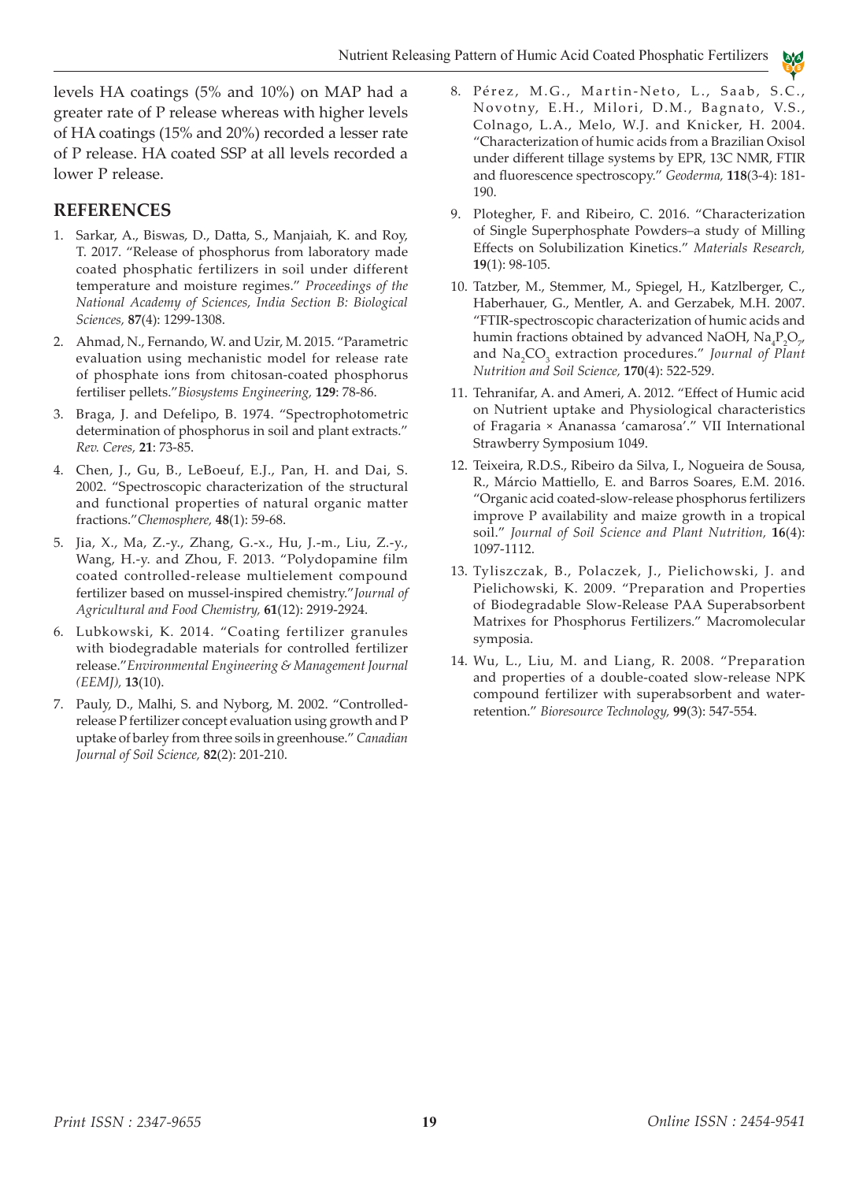levels HA coatings (5% and 10%) on MAP had a greater rate of P release whereas with higher levels of HA coatings (15% and 20%) recorded a lesser rate of P release. HA coated SSP at all levels recorded a lower P release.

## REFERENCES

1. Sarkar, A., Biswas, D., Datta, S., Manjaiah, K. and Roy, T. 2017. "Release of phosphorus from laboratory made coated phosphatic fertilizers in soil under different temperature and moisture regimes." *Proceedings of the National Academy of Sciences, India Section B: Biological Sciences,* **87**(4): 1299-1308.
2. Ahmad, N., Fernando, W. and Uzir, M. 2015. "Parametric evaluation using mechanistic model for release rate of phosphate ions from chitosan-coated phosphorus fertiliser pellets."*Biosystems Engineering,* **129**: 78-86.
3. Braga, J. and Defelipo, B. 1974. "Spectrophotometric determination of phosphorus in soil and plant extracts." *Rev. Ceres,* **21**: 73-85.
4. Chen, J., Gu, B., LeBoeuf, E.J., Pan, H. and Dai, S. 2002. "Spectroscopic characterization of the structural and functional properties of natural organic matter fractions."*Chemosphere,* **48**(1): 59-68.
5. Jia, X., Ma, Z.-y., Zhang, G.-x., Hu, J.-m., Liu, Z.-y., Wang, H.-y. and Zhou, F. 2013. "Polydopamine film coated controlled-release multielement compound fertilizer based on mussel-inspired chemistry."*Journal of Agricultural and Food Chemistry,* **61**(12): 2919-2924.
6. Lubkowski, K. 2014. "Coating fertilizer granules with biodegradable materials for controlled fertilizer release."*Environmental Engineering & Management Journal (EEMJ),* **13**(10).
7. Pauly, D., Malhi, S. and Nyborg, M. 2002. "Controlled-release P fertilizer concept evaluation using growth and P uptake of barley from three soils in greenhouse." *Canadian Journal of Soil Science,* **82**(2): 201-210.
8. Pérez, M.G., Martin-Neto, L., Saab, S.C., Novotny, E.H., Milori, D.M., Bagnato, V.S., Colnago, L.A., Melo, W.J. and Knicker, H. 2004. "Characterization of humic acids from a Brazilian Oxisol under different tillage systems by EPR, 13C NMR, FTIR and fluorescence spectroscopy." *Geoderma,* **118**(3-4): 181-190.
9. Plotegher, F. and Ribeiro, C. 2016. "Characterization of Single Superphosphate Powders–a study of Milling Effects on Solubilization Kinetics." *Materials Research,* **19**(1): 98-105.
10. Tatzber, M., Stemmer, M., Spiegel, H., Katzlberger, C., Haberhauer, G., Mentler, A. and Gerzabek, M.H. 2007. "FTIR-spectroscopic characterization of humic acids and humin fractions obtained by advanced NaOH, $Na_4P_2O_7$, and $Na_2CO_3$ extraction procedures." *Journal of Plant Nutrition and Soil Science,* **170**(4): 522-529.
11. Tehranifar, A. and Ameri, A. 2012. "Effect of Humic acid on Nutrient uptake and Physiological characteristics of Fragaria × Ananassa 'camarosa'." VII International Strawberry Symposium 1049.
12. Teixeira, R.D.S., Ribeiro da Silva, I., Nogueira de Sousa, R., Márcio Mattiello, E. and Barros Soares, E.M. 2016. "Organic acid coated-slow-release phosphorus fertilizers improve P availability and maize growth in a tropical soil." *Journal of Soil Science and Plant Nutrition,* **16**(4): 1097-1112.
13. Tyliszczak, B., Polaczek, J., Pielichowski, J. and Pielichowski, K. 2009. "Preparation and Properties of Biodegradable Slow-Release PAA Superabsorbent Matrixes for Phosphorus Fertilizers." Macromolecular symposia.
14. Wu, L., Liu, M. and Liang, R. 2008. "Preparation and properties of a double-coated slow-release NPK compound fertilizer with superabsorbent and water-retention." *Bioresource Technology,* **99**(3): 547-554.